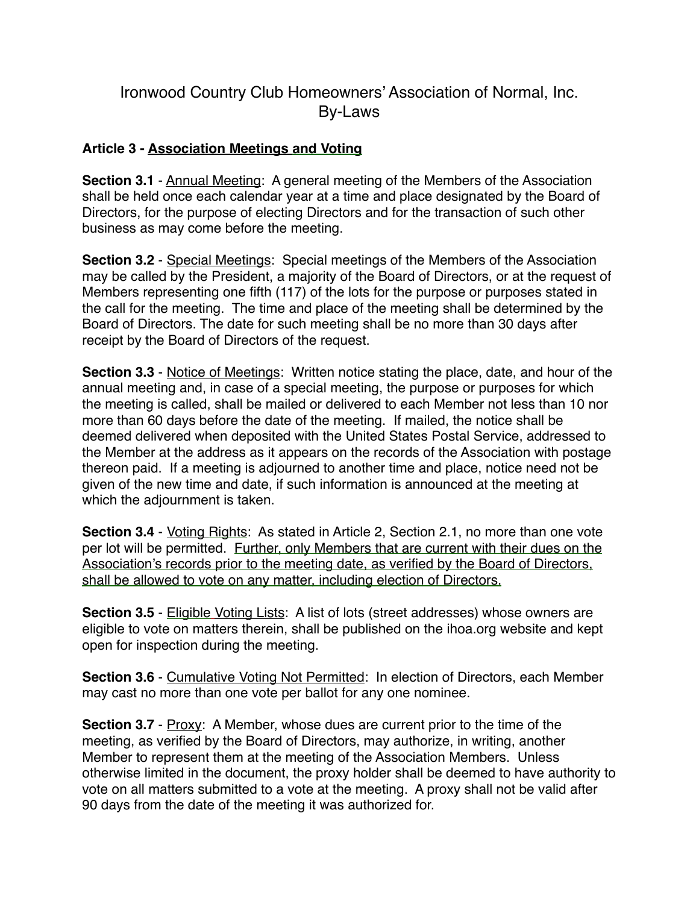# Ironwood Country Club Homeowners' Association of Normal, Inc.
# By-Laws

## Article 3 - <u>Association Meetings and Voting</u>

**Section 3.1** - <u>Annual Meeting</u>: A general meeting of the Members of the Association shall be held once each calendar year at a time and place designated by the Board of Directors, for the purpose of electing Directors and for the transaction of such other business as may come before the meeting.

**Section 3.2** - <u>Special Meetings</u>: Special meetings of the Members of the Association may be called by the President, a majority of the Board of Directors, or at the request of Members representing one fifth (117) of the lots for the purpose or purposes stated in the call for the meeting. The time and place of the meeting shall be determined by the Board of Directors. The date for such meeting shall be no more than 30 days after receipt by the Board of Directors of the request.

**Section 3.3** - <u>Notice of Meetings</u>: Written notice stating the place, date, and hour of the annual meeting and, in case of a special meeting, the purpose or purposes for which the meeting is called, shall be mailed or delivered to each Member not less than 10 nor more than 60 days before the date of the meeting. If mailed, the notice shall be deemed delivered when deposited with the United States Postal Service, addressed to the Member at the address as it appears on the records of the Association with postage thereon paid. If a meeting is adjourned to another time and place, notice need not be given of the new time and date, if such information is announced at the meeting at which the adjournment is taken.

**Section 3.4** - <u>Voting Rights</u>: As stated in Article 2, Section 2.1, no more than one vote per lot will be permitted. <u>Further, only Members that are current with their dues on the Association's records prior to the meeting date, as verified by the Board of Directors, shall be allowed to vote on any matter, including election of Directors.</u>

**Section 3.5** - <u>Eligible Voting Lists</u>: A list of lots (street addresses) whose owners are eligible to vote on matters therein, shall be published on the ihoa.org website and kept open for inspection during the meeting.

**Section 3.6** - <u>Cumulative Voting Not Permitted</u>: In election of Directors, each Member may cast no more than one vote per ballot for any one nominee.

**Section 3.7** - <u>Proxy</u>: A Member, whose dues are current prior to the time of the meeting, as verified by the Board of Directors, may authorize, in writing, another Member to represent them at the meeting of the Association Members. Unless otherwise limited in the document, the proxy holder shall be deemed to have authority to vote on all matters submitted to a vote at the meeting. A proxy shall not be valid after 90 days from the date of the meeting it was authorized for.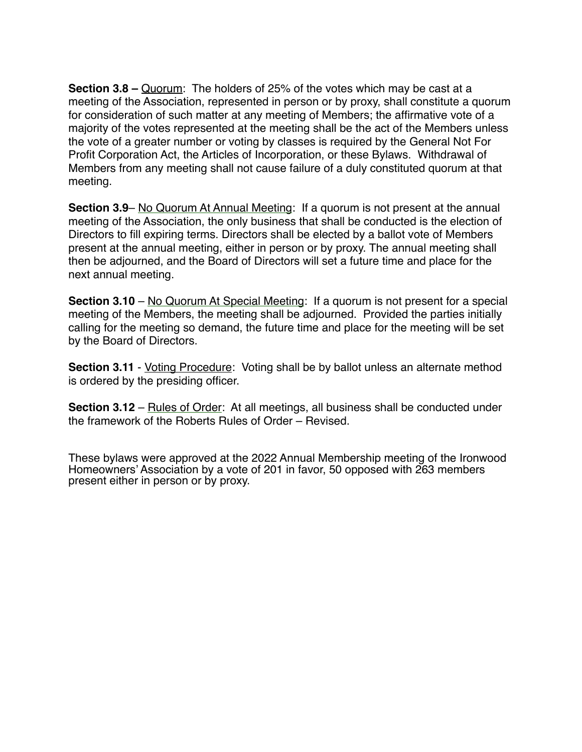**Section 3.8 –** Quorum: The holders of 25% of the votes which may be cast at a meeting of the Association, represented in person or by proxy, shall constitute a quorum for consideration of such matter at any meeting of Members; the affirmative vote of a majority of the votes represented at the meeting shall be the act of the Members unless the vote of a greater number or voting by classes is required by the General Not For Profit Corporation Act, the Articles of Incorporation, or these Bylaws. Withdrawal of Members from any meeting shall not cause failure of a duly constituted quorum at that meeting.

**Section 3.9**– No Quorum At Annual Meeting: If a quorum is not present at the annual meeting of the Association, the only business that shall be conducted is the election of Directors to fill expiring terms. Directors shall be elected by a ballot vote of Members present at the annual meeting, either in person or by proxy. The annual meeting shall then be adjourned, and the Board of Directors will set a future time and place for the next annual meeting.

**Section 3.10** – No Quorum At Special Meeting: If a quorum is not present for a special meeting of the Members, the meeting shall be adjourned. Provided the parties initially calling for the meeting so demand, the future time and place for the meeting will be set by the Board of Directors.

**Section 3.11** - Voting Procedure: Voting shall be by ballot unless an alternate method is ordered by the presiding officer.

**Section 3.12** – Rules of Order: At all meetings, all business shall be conducted under the framework of the Roberts Rules of Order – Revised.

These bylaws were approved at the 2022 Annual Membership meeting of the Ironwood Homeowners' Association by a vote of 201 in favor, 50 opposed with 263 members present either in person or by proxy.